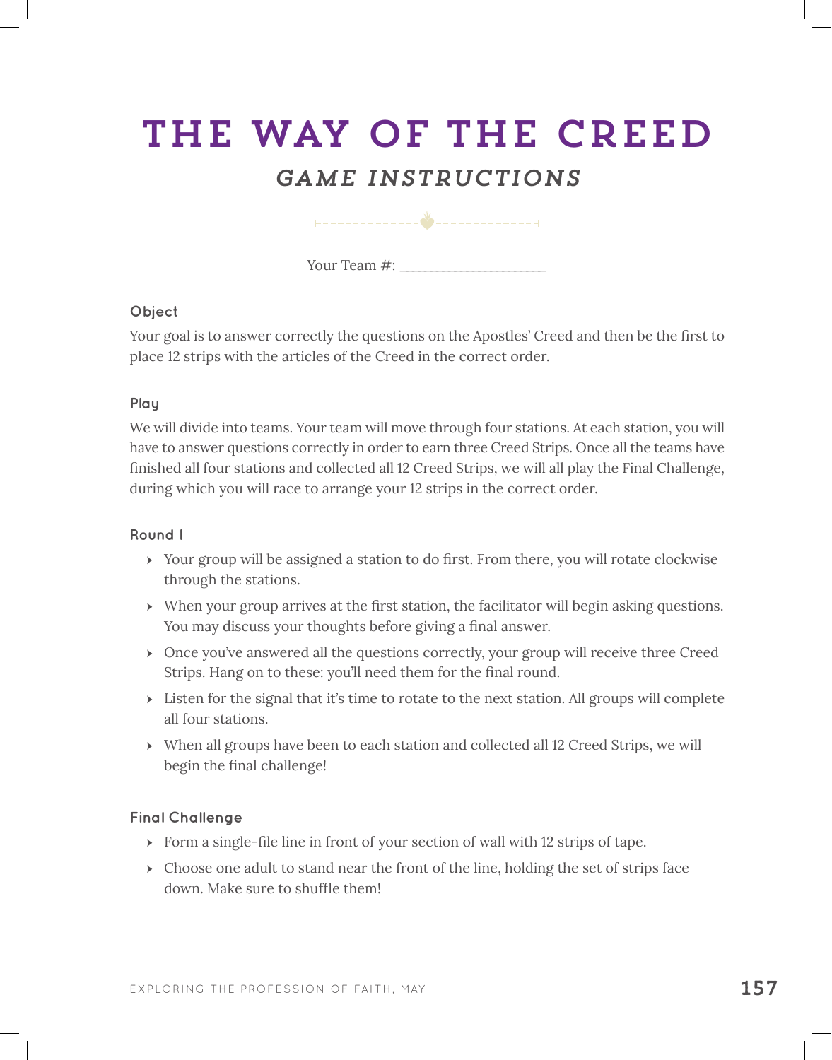# THE WAY OF THE CREED

## *GAME INSTRUCTIONS*

Your Team #: ____________________

### Object

Your goal is to answer correctly the questions on the Apostles' Creed and then be the first to place 12 strips with the articles of the Creed in the correct order.

### Play

We will divide into teams. Your team will move through four stations. At each station, you will have to answer questions correctly in order to earn three Creed Strips. Once all the teams have finished all four stations and collected all 12 Creed Strips, we will all play the Final Challenge, during which you will race to arrange your 12 strips in the correct order.

### Round 1

- Your group will be assigned a station to do first. From there, you will rotate clockwise through the stations.
- When your group arrives at the first station, the facilitator will begin asking questions. You may discuss your thoughts before giving a final answer.
- Once you've answered all the questions correctly, your group will receive three Creed Strips. Hang on to these: you'll need them for the final round.
- Listen for the signal that it's time to rotate to the next station. All groups will complete all four stations.
- When all groups have been to each station and collected all 12 Creed Strips, we will begin the final challenge!

### Final Challenge

- Form a single-file line in front of your section of wall with 12 strips of tape.
- Choose one adult to stand near the front of the line, holding the set of strips face down. Make sure to shuffle them!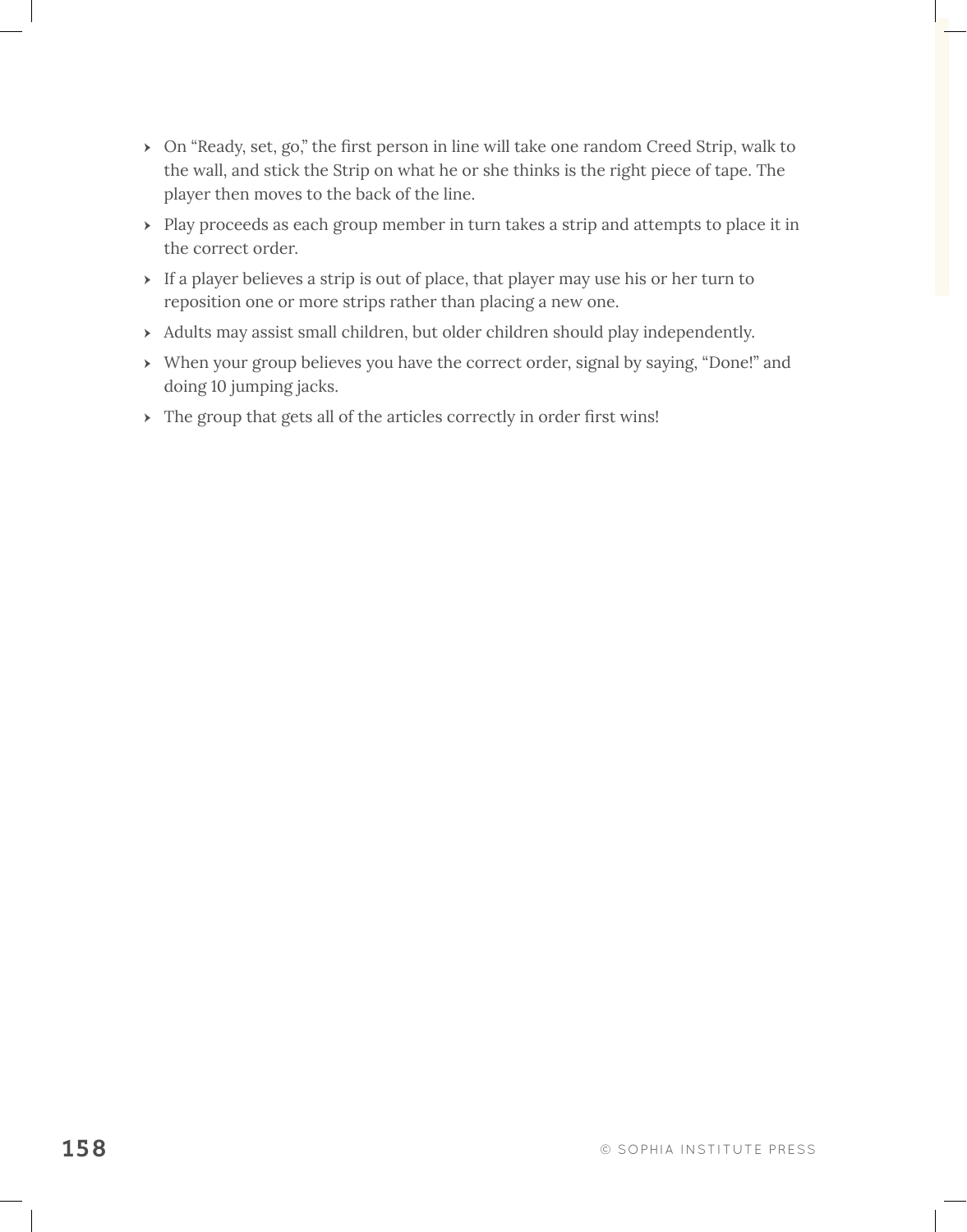- On “Ready, set, go,” the first person in line will take one random Creed Strip, walk to the wall, and stick the Strip on what he or she thinks is the right piece of tape. The player then moves to the back of the line.
- Play proceeds as each group member in turn takes a strip and attempts to place it in the correct order.
- If a player believes a strip is out of place, that player may use his or her turn to reposition one or more strips rather than placing a new one.
- Adults may assist small children, but older children should play independently.
- When your group believes you have the correct order, signal by saying, “Done!” and doing 10 jumping jacks.
- The group that gets all of the articles correctly in order first wins!